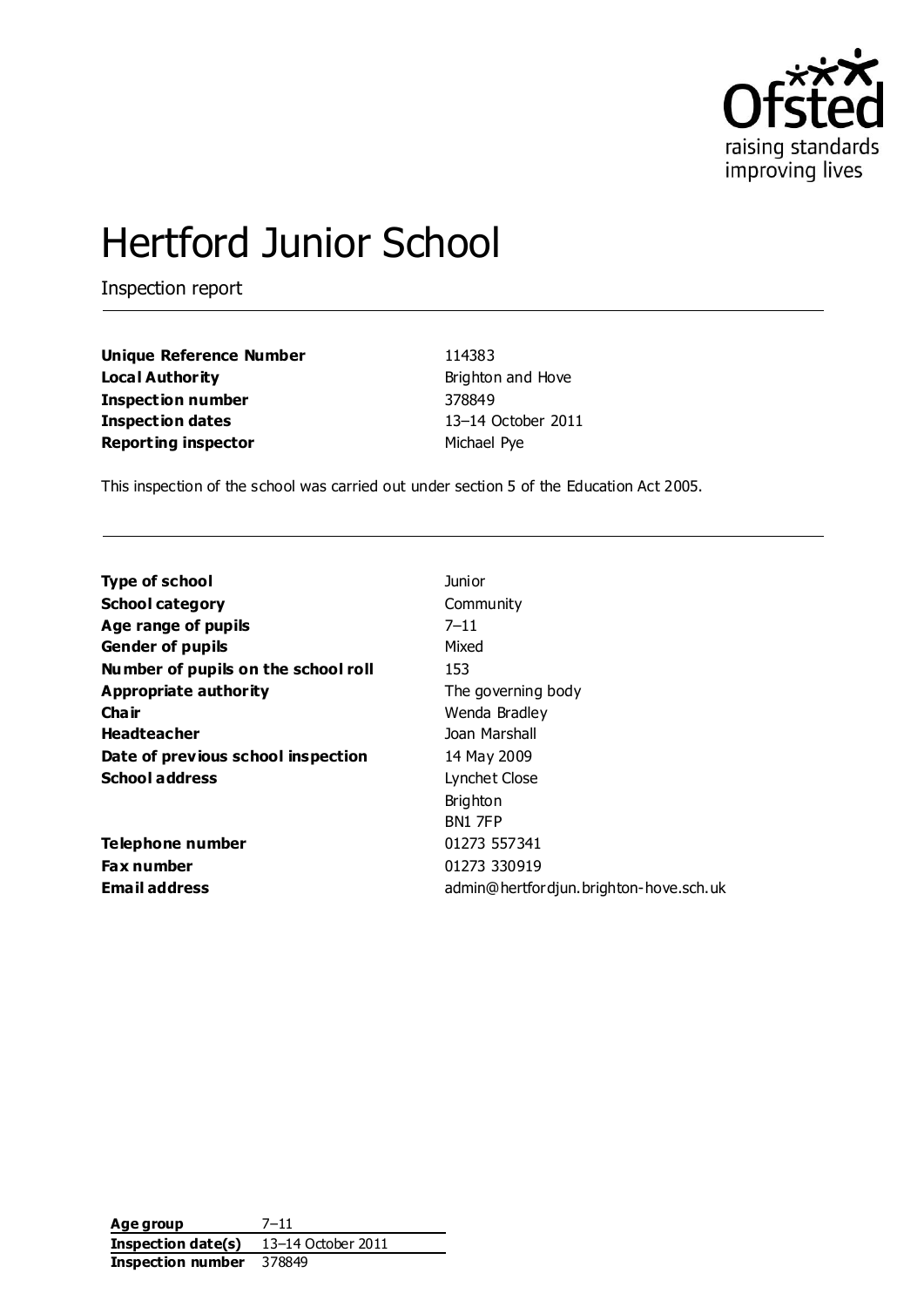# Hertford Junior School

Inspection report

| | |
|---|---|
| **Unique Reference Number** | 114383 |
| **Local Authority** | Brighton and Hove |
| **Inspection number** | 378849 |
| **Inspection dates** | 13–14 October 2011 |
| **Reporting inspector** | Michael Pye |

This inspection of the school was carried out under section 5 of the Education Act 2005.

| | |
|---|---|
| **Type of school** | Junior |
| **School category** | Community |
| **Age range of pupils** | 7–11 |
| **Gender of pupils** | Mixed |
| **Number of pupils on the school roll** | 153 |
| **Appropriate authority** | The governing body |
| **Chair** | Wenda Bradley |
| **Headteacher** | Joan Marshall |
| **Date of previous school inspection** | 14 May 2009 |
| **School address** | Lynchet Close<br>Brighton<br>BN1 7FP |
| **Telephone number** | 01273 557341 |
| **Fax number** | 01273 330919 |
| **Email address** | admin@hertfordjun.brighton-hove.sch.uk |

| | |
|---|---|
| **Age group** | 7–11 |
| **Inspection date(s)** | 13–14 October 2011 |
| **Inspection number** | 378849 |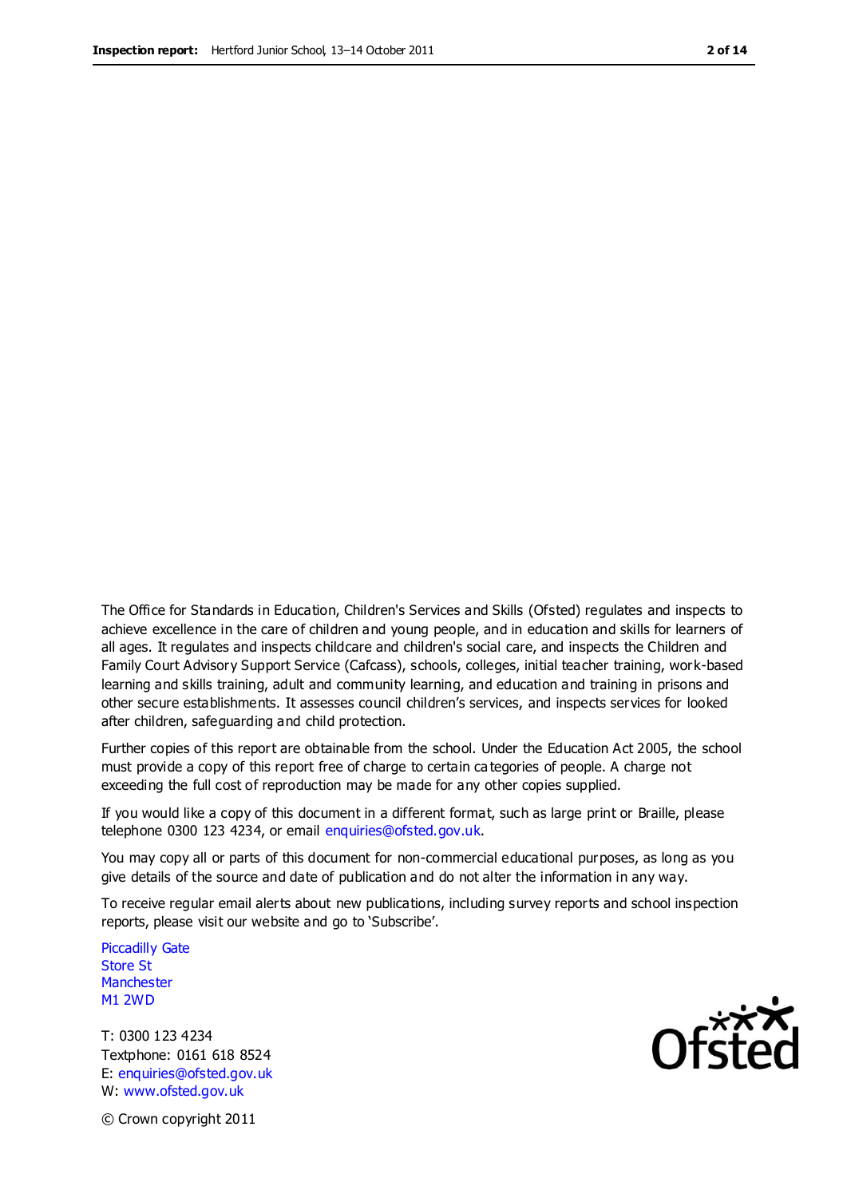The Office for Standards in Education, Children's Services and Skills (Ofsted) regulates and inspects to achieve excellence in the care of children and young people, and in education and skills for learners of all ages. It regulates and inspects childcare and children's social care, and inspects the Children and Family Court Advisory Support Service (Cafcass), schools, colleges, initial teacher training, work-based learning and skills training, adult and community learning, and education and training in prisons and other secure establishments. It assesses council children's services, and inspects services for looked after children, safeguarding and child protection.

Further copies of this report are obtainable from the school. Under the Education Act 2005, the school must provide a copy of this report free of charge to certain categories of people. A charge not exceeding the full cost of reproduction may be made for any other copies supplied.

If you would like a copy of this document in a different format, such as large print or Braille, please telephone 0300 123 4234, or email enquiries@ofsted.gov.uk.

You may copy all or parts of this document for non-commercial educational purposes, as long as you give details of the source and date of publication and do not alter the information in any way.

To receive regular email alerts about new publications, including survey reports and school inspection reports, please visit our website and go to 'Subscribe'.

Piccadilly Gate
Store St
Manchester
M1 2WD

T: 0300 123 4234
Textphone: 0161 618 8524
E: enquiries@ofsted.gov.uk
W: www.ofsted.gov.uk

Ofsted

© Crown copyright 2011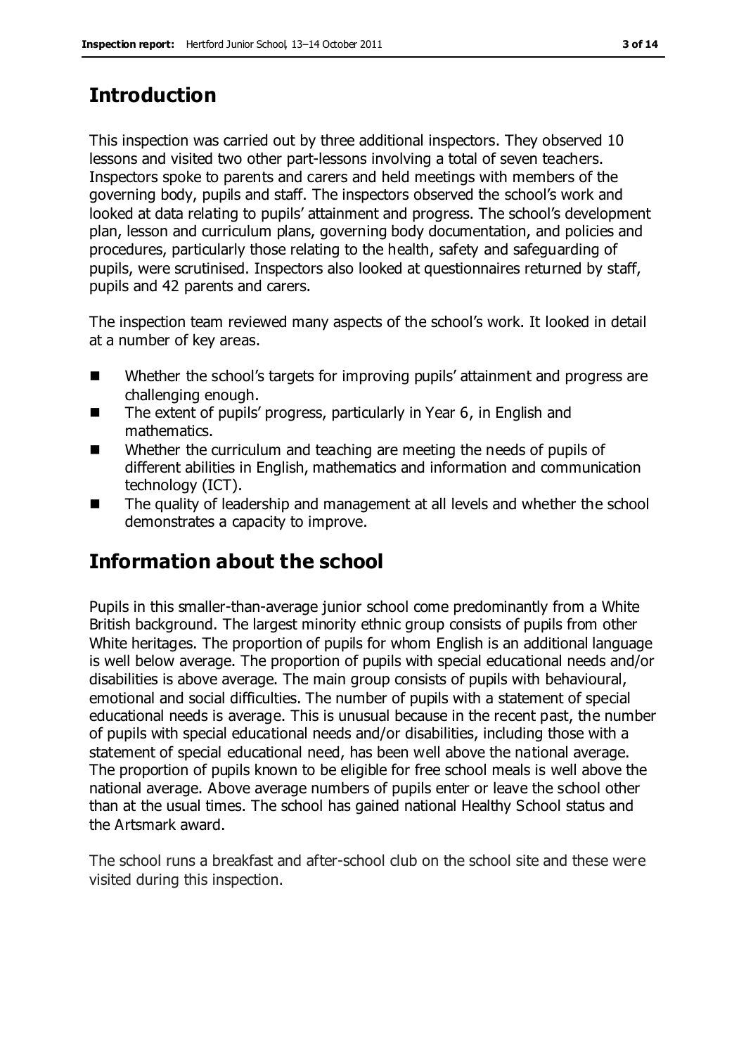## Introduction

This inspection was carried out by three additional inspectors. They observed 10 lessons and visited two other part-lessons involving a total of seven teachers. Inspectors spoke to parents and carers and held meetings with members of the governing body, pupils and staff. The inspectors observed the school's work and looked at data relating to pupils' attainment and progress. The school's development plan, lesson and curriculum plans, governing body documentation, and policies and procedures, particularly those relating to the health, safety and safeguarding of pupils, were scrutinised. Inspectors also looked at questionnaires returned by staff, pupils and 42 parents and carers.

The inspection team reviewed many aspects of the school's work. It looked in detail at a number of key areas.

- Whether the school's targets for improving pupils' attainment and progress are challenging enough.
- The extent of pupils' progress, particularly in Year 6, in English and mathematics.
- Whether the curriculum and teaching are meeting the needs of pupils of different abilities in English, mathematics and information and communication technology (ICT).
- The quality of leadership and management at all levels and whether the school demonstrates a capacity to improve.

## Information about the school

Pupils in this smaller-than-average junior school come predominantly from a White British background. The largest minority ethnic group consists of pupils from other White heritages. The proportion of pupils for whom English is an additional language is well below average. The proportion of pupils with special educational needs and/or disabilities is above average. The main group consists of pupils with behavioural, emotional and social difficulties. The number of pupils with a statement of special educational needs is average. This is unusual because in the recent past, the number of pupils with special educational needs and/or disabilities, including those with a statement of special educational need, has been well above the national average. The proportion of pupils known to be eligible for free school meals is well above the national average. Above average numbers of pupils enter or leave the school other than at the usual times. The school has gained national Healthy School status and the Artsmark award.

The school runs a breakfast and after-school club on the school site and these were visited during this inspection.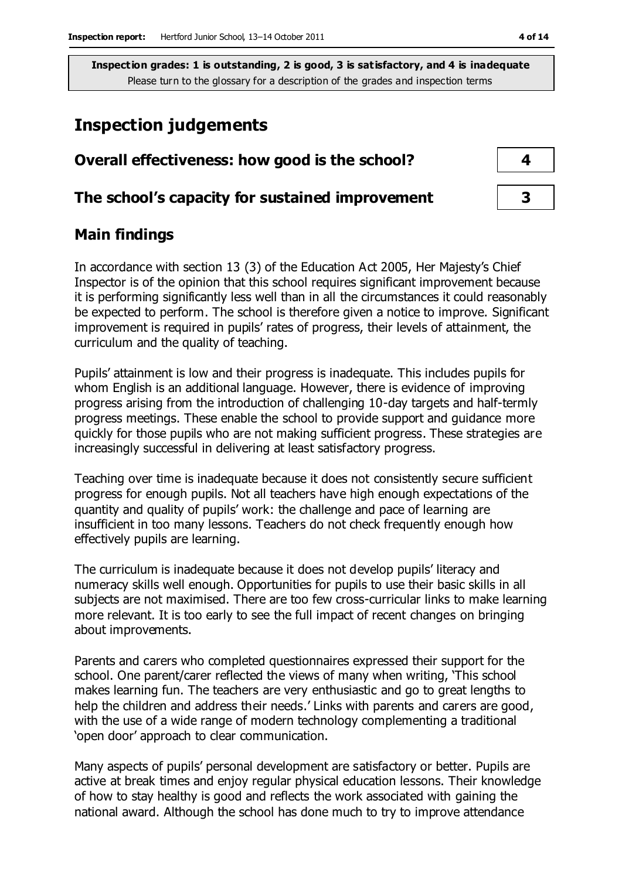**Inspection grades: 1 is outstanding, 2 is good, 3 is satisfactory, and 4 is inadequate**
Please turn to the glossary for a description of the grades and inspection terms

# Inspection judgements

| | |
|---|---|
| **Overall effectiveness: how good is the school?** | **4** |
| **The school's capacity for sustained improvement** | **3** |

## Main findings

In accordance with section 13 (3) of the Education Act 2005, Her Majesty's Chief Inspector is of the opinion that this school requires significant improvement because it is performing significantly less well than in all the circumstances it could reasonably be expected to perform. The school is therefore given a notice to improve. Significant improvement is required in pupils' rates of progress, their levels of attainment, the curriculum and the quality of teaching.

Pupils' attainment is low and their progress is inadequate. This includes pupils for whom English is an additional language. However, there is evidence of improving progress arising from the introduction of challenging 10-day targets and half-termly progress meetings. These enable the school to provide support and guidance more quickly for those pupils who are not making sufficient progress. These strategies are increasingly successful in delivering at least satisfactory progress.

Teaching over time is inadequate because it does not consistently secure sufficient progress for enough pupils. Not all teachers have high enough expectations of the quantity and quality of pupils' work: the challenge and pace of learning are insufficient in too many lessons. Teachers do not check frequently enough how effectively pupils are learning.

The curriculum is inadequate because it does not develop pupils' literacy and numeracy skills well enough. Opportunities for pupils to use their basic skills in all subjects are not maximised. There are too few cross-curricular links to make learning more relevant. It is too early to see the full impact of recent changes on bringing about improvements.

Parents and carers who completed questionnaires expressed their support for the school. One parent/carer reflected the views of many when writing, 'This school makes learning fun. The teachers are very enthusiastic and go to great lengths to help the children and address their needs.' Links with parents and carers are good, with the use of a wide range of modern technology complementing a traditional 'open door' approach to clear communication.

Many aspects of pupils' personal development are satisfactory or better. Pupils are active at break times and enjoy regular physical education lessons. Their knowledge of how to stay healthy is good and reflects the work associated with gaining the national award. Although the school has done much to try to improve attendance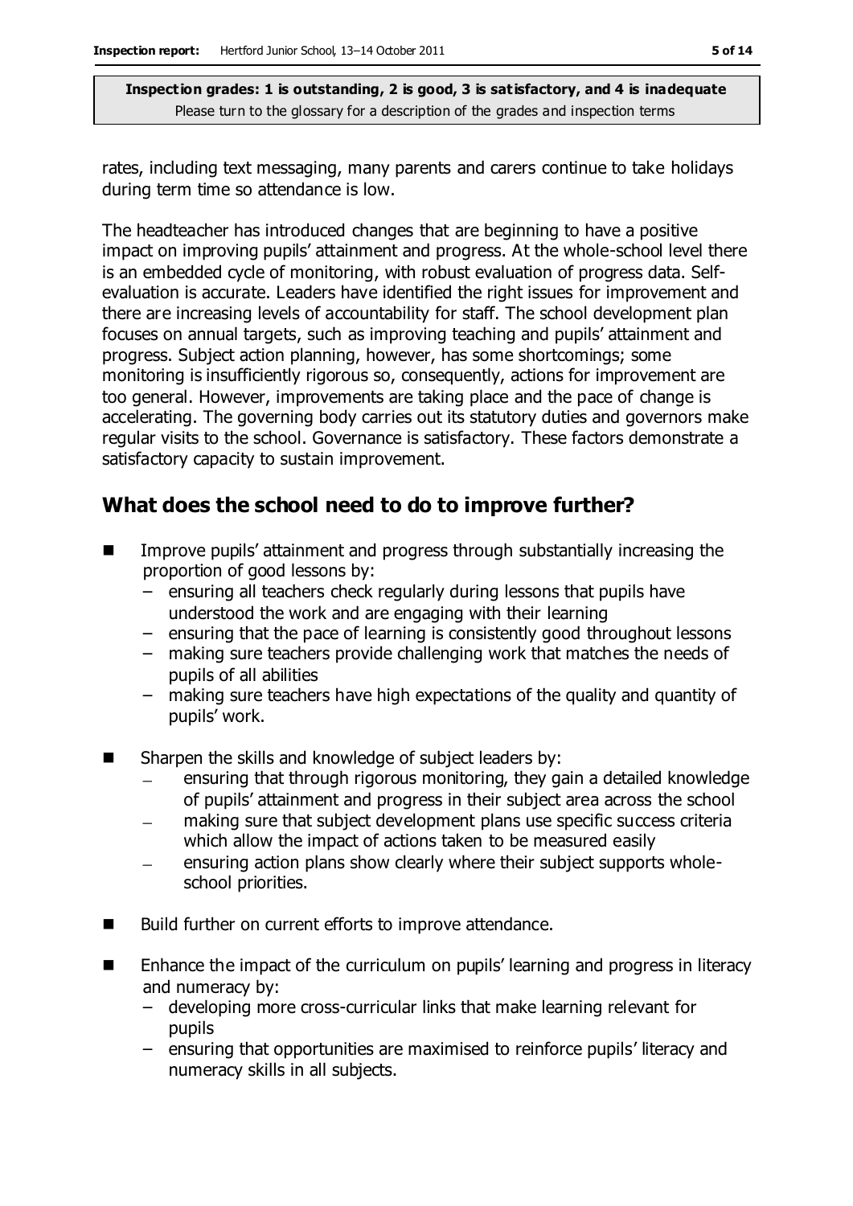rates, including text messaging, many parents and carers continue to take holidays during term time so attendance is low.

The headteacher has introduced changes that are beginning to have a positive impact on improving pupils' attainment and progress. At the whole-school level there is an embedded cycle of monitoring, with robust evaluation of progress data. Self-evaluation is accurate. Leaders have identified the right issues for improvement and there are increasing levels of accountability for staff. The school development plan focuses on annual targets, such as improving teaching and pupils' attainment and progress. Subject action planning, however, has some shortcomings; some monitoring is insufficiently rigorous so, consequently, actions for improvement are too general. However, improvements are taking place and the pace of change is accelerating. The governing body carries out its statutory duties and governors make regular visits to the school. Governance is satisfactory. These factors demonstrate a satisfactory capacity to sustain improvement.

## What does the school need to do to improve further?

- Improve pupils' attainment and progress through substantially increasing the proportion of good lessons by:
  - ensuring all teachers check regularly during lessons that pupils have understood the work and are engaging with their learning
  - ensuring that the pace of learning is consistently good throughout lessons
  - making sure teachers provide challenging work that matches the needs of pupils of all abilities
  - making sure teachers have high expectations of the quality and quantity of pupils' work.
- Sharpen the skills and knowledge of subject leaders by:
  - ensuring that through rigorous monitoring, they gain a detailed knowledge of pupils' attainment and progress in their subject area across the school
  - making sure that subject development plans use specific success criteria which allow the impact of actions taken to be measured easily
  - ensuring action plans show clearly where their subject supports whole-school priorities.
- Build further on current efforts to improve attendance.
- Enhance the impact of the curriculum on pupils' learning and progress in literacy and numeracy by:
  - developing more cross-curricular links that make learning relevant for pupils
  - ensuring that opportunities are maximised to reinforce pupils' literacy and numeracy skills in all subjects.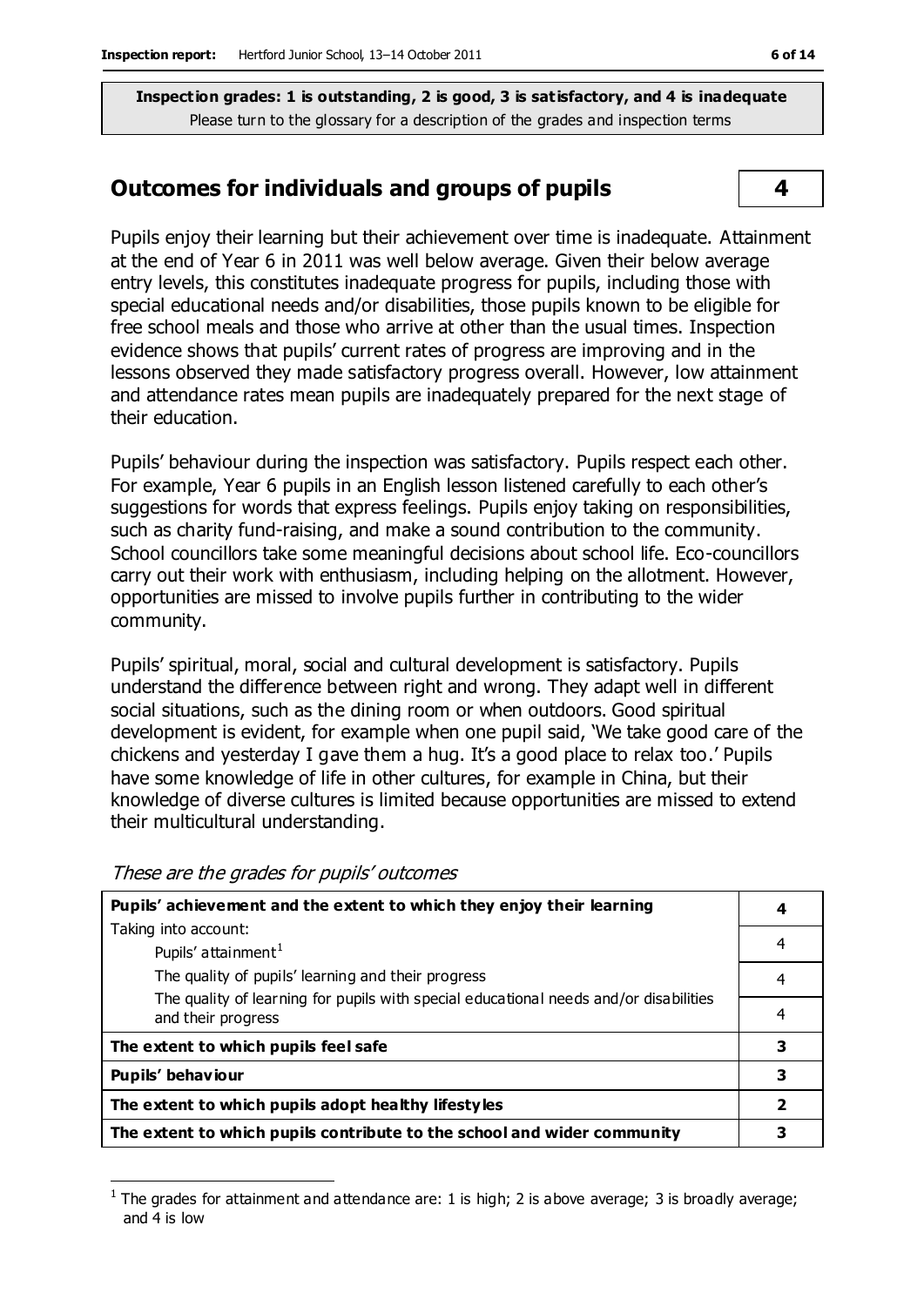**Inspection grades: 1 is outstanding, 2 is good, 3 is satisfactory, and 4 is inadequate**
Please turn to the glossary for a description of the grades and inspection terms

## Outcomes for individuals and groups of pupils — 4

Pupils enjoy their learning but their achievement over time is inadequate. Attainment at the end of Year 6 in 2011 was well below average. Given their below average entry levels, this constitutes inadequate progress for pupils, including those with special educational needs and/or disabilities, those pupils known to be eligible for free school meals and those who arrive at other than the usual times. Inspection evidence shows that pupils' current rates of progress are improving and in the lessons observed they made satisfactory progress overall. However, low attainment and attendance rates mean pupils are inadequately prepared for the next stage of their education.

Pupils' behaviour during the inspection was satisfactory. Pupils respect each other. For example, Year 6 pupils in an English lesson listened carefully to each other's suggestions for words that express feelings. Pupils enjoy taking on responsibilities, such as charity fund-raising, and make a sound contribution to the community. School councillors take some meaningful decisions about school life. Eco-councillors carry out their work with enthusiasm, including helping on the allotment. However, opportunities are missed to involve pupils further in contributing to the wider community.

Pupils' spiritual, moral, social and cultural development is satisfactory. Pupils understand the difference between right and wrong. They adapt well in different social situations, such as the dining room or when outdoors. Good spiritual development is evident, for example when one pupil said, 'We take good care of the chickens and yesterday I gave them a hug. It's a good place to relax too.' Pupils have some knowledge of life in other cultures, for example in China, but their knowledge of diverse cultures is limited because opportunities are missed to extend their multicultural understanding.

*These are the grades for pupils' outcomes*

| | |
|---|---|
| **Pupils' achievement and the extent to which they enjoy their learning** | **4** |
| Taking into account: Pupils' attainment[1] | 4 |
| The quality of pupils' learning and their progress | 4 |
| The quality of learning for pupils with special educational needs and/or disabilities and their progress | 4 |
| **The extent to which pupils feel safe** | **3** |
| **Pupils' behaviour** | **3** |
| **The extent to which pupils adopt healthy lifestyles** | **2** |
| **The extent to which pupils contribute to the school and wider community** | **3** |

[1] The grades for attainment and attendance are: 1 is high; 2 is above average; 3 is broadly average; and 4 is low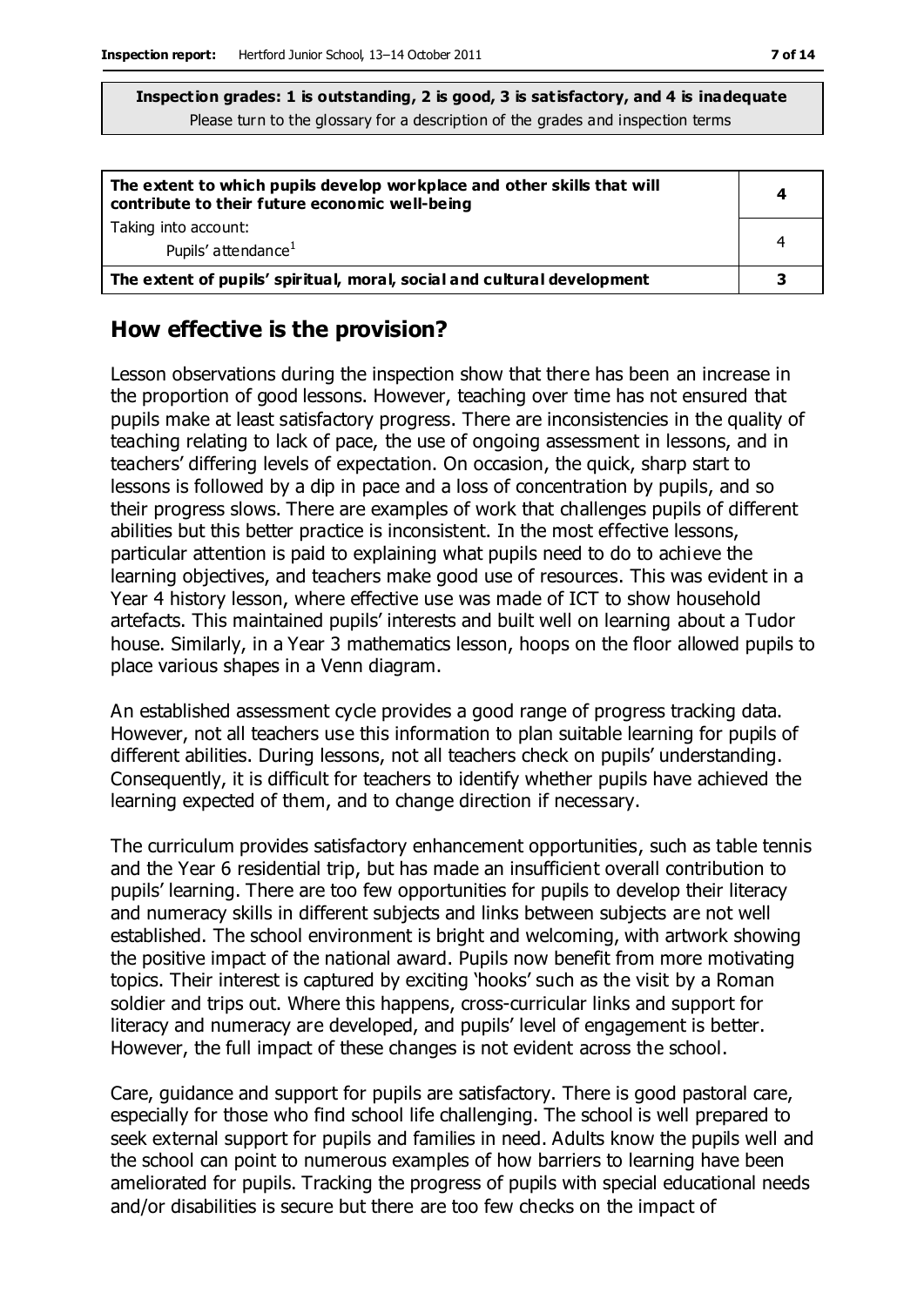**Inspection grades: 1 is outstanding, 2 is good, 3 is satisfactory, and 4 is inadequate**
Please turn to the glossary for a description of the grades and inspection terms

| | |
|---|---|
| **The extent to which pupils develop workplace and other skills that will contribute to their future economic well-being** | **4** |
| Taking into account: Pupils' attendance[1] | 4 |
| **The extent of pupils' spiritual, moral, social and cultural development** | **3** |

## How effective is the provision?

Lesson observations during the inspection show that there has been an increase in the proportion of good lessons. However, teaching over time has not ensured that pupils make at least satisfactory progress. There are inconsistencies in the quality of teaching relating to lack of pace, the use of ongoing assessment in lessons, and in teachers' differing levels of expectation. On occasion, the quick, sharp start to lessons is followed by a dip in pace and a loss of concentration by pupils, and so their progress slows. There are examples of work that challenges pupils of different abilities but this better practice is inconsistent. In the most effective lessons, particular attention is paid to explaining what pupils need to do to achieve the learning objectives, and teachers make good use of resources. This was evident in a Year 4 history lesson, where effective use was made of ICT to show household artefacts. This maintained pupils' interests and built well on learning about a Tudor house. Similarly, in a Year 3 mathematics lesson, hoops on the floor allowed pupils to place various shapes in a Venn diagram.

An established assessment cycle provides a good range of progress tracking data. However, not all teachers use this information to plan suitable learning for pupils of different abilities. During lessons, not all teachers check on pupils' understanding. Consequently, it is difficult for teachers to identify whether pupils have achieved the learning expected of them, and to change direction if necessary.

The curriculum provides satisfactory enhancement opportunities, such as table tennis and the Year 6 residential trip, but has made an insufficient overall contribution to pupils' learning. There are too few opportunities for pupils to develop their literacy and numeracy skills in different subjects and links between subjects are not well established. The school environment is bright and welcoming, with artwork showing the positive impact of the national award. Pupils now benefit from more motivating topics. Their interest is captured by exciting 'hooks' such as the visit by a Roman soldier and trips out. Where this happens, cross-curricular links and support for literacy and numeracy are developed, and pupils' level of engagement is better. However, the full impact of these changes is not evident across the school.

Care, guidance and support for pupils are satisfactory. There is good pastoral care, especially for those who find school life challenging. The school is well prepared to seek external support for pupils and families in need. Adults know the pupils well and the school can point to numerous examples of how barriers to learning have been ameliorated for pupils. Tracking the progress of pupils with special educational needs and/or disabilities is secure but there are too few checks on the impact of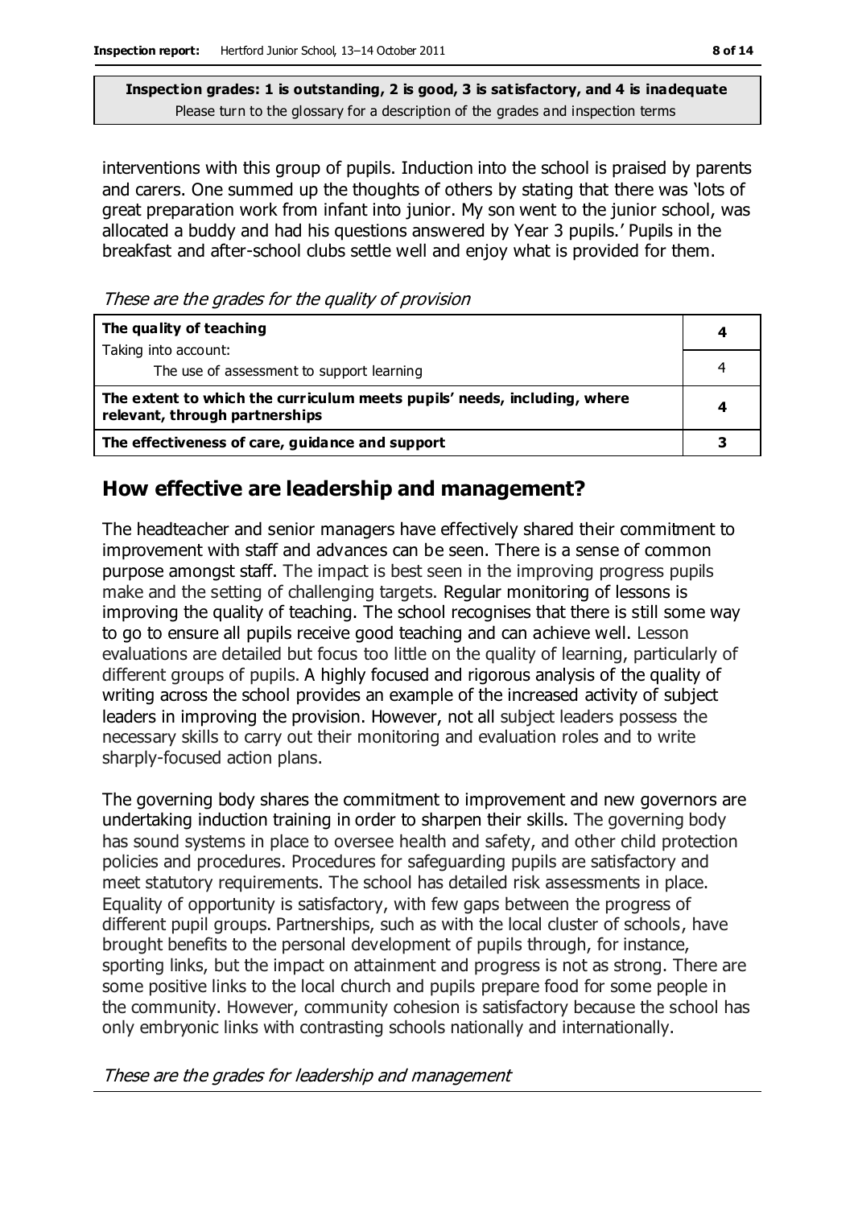**Inspection grades: 1 is outstanding, 2 is good, 3 is satisfactory, and 4 is inadequate**
Please turn to the glossary for a description of the grades and inspection terms

interventions with this group of pupils. Induction into the school is praised by parents and carers. One summed up the thoughts of others by stating that there was 'lots of great preparation work from infant into junior. My son went to the junior school, was allocated a buddy and had his questions answered by Year 3 pupils.' Pupils in the breakfast and after-school clubs settle well and enjoy what is provided for them.

*These are the grades for the quality of provision*

| | |
|---|---|
| **The quality of teaching** | **4** |
| Taking into account: The use of assessment to support learning | 4 |
| **The extent to which the curriculum meets pupils' needs, including, where relevant, through partnerships** | **4** |
| **The effectiveness of care, guidance and support** | **3** |

## How effective are leadership and management?

The headteacher and senior managers have effectively shared their commitment to improvement with staff and advances can be seen. There is a sense of common purpose amongst staff. The impact is best seen in the improving progress pupils make and the setting of challenging targets. Regular monitoring of lessons is improving the quality of teaching. The school recognises that there is still some way to go to ensure all pupils receive good teaching and can achieve well. Lesson evaluations are detailed but focus too little on the quality of learning, particularly of different groups of pupils. A highly focused and rigorous analysis of the quality of writing across the school provides an example of the increased activity of subject leaders in improving the provision. However, not all subject leaders possess the necessary skills to carry out their monitoring and evaluation roles and to write sharply-focused action plans.

The governing body shares the commitment to improvement and new governors are undertaking induction training in order to sharpen their skills. The governing body has sound systems in place to oversee health and safety, and other child protection policies and procedures. Procedures for safeguarding pupils are satisfactory and meet statutory requirements. The school has detailed risk assessments in place. Equality of opportunity is satisfactory, with few gaps between the progress of different pupil groups. Partnerships, such as with the local cluster of schools, have brought benefits to the personal development of pupils through, for instance, sporting links, but the impact on attainment and progress is not as strong. There are some positive links to the local church and pupils prepare food for some people in the community. However, community cohesion is satisfactory because the school has only embryonic links with contrasting schools nationally and internationally.

*These are the grades for leadership and management*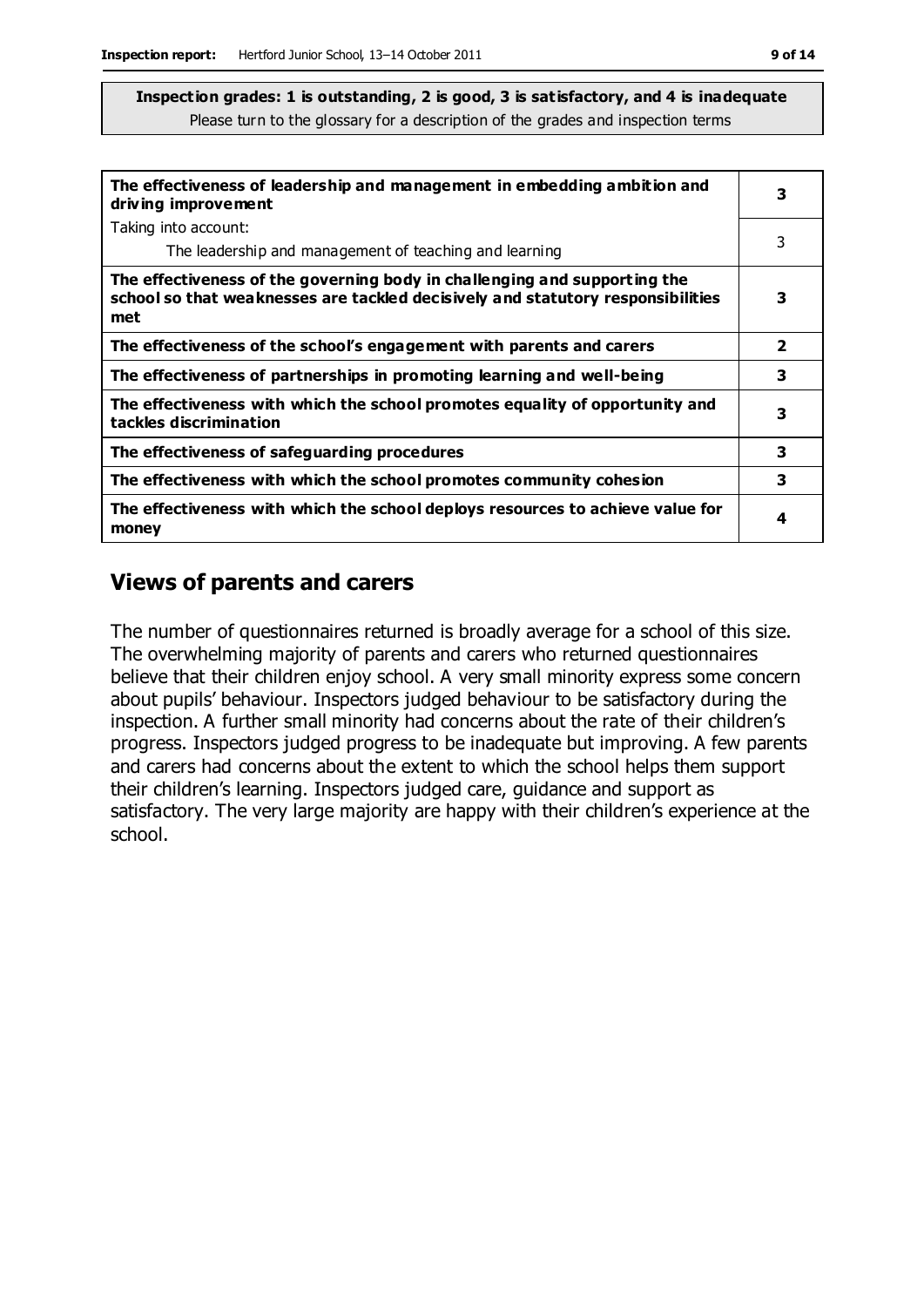**Inspection grades: 1 is outstanding, 2 is good, 3 is satisfactory, and 4 is inadequate**
Please turn to the glossary for a description of the grades and inspection terms

| | |
|---|---|
| **The effectiveness of leadership and management in embedding ambition and driving improvement** | **3** |
| Taking into account:<br>The leadership and management of teaching and learning | 3 |
| **The effectiveness of the governing body in challenging and supporting the school so that weaknesses are tackled decisively and statutory responsibilities met** | **3** |
| **The effectiveness of the school's engagement with parents and carers** | **2** |
| **The effectiveness of partnerships in promoting learning and well-being** | **3** |
| **The effectiveness with which the school promotes equality of opportunity and tackles discrimination** | **3** |
| **The effectiveness of safeguarding procedures** | **3** |
| **The effectiveness with which the school promotes community cohesion** | **3** |
| **The effectiveness with which the school deploys resources to achieve value for money** | **4** |

## Views of parents and carers

The number of questionnaires returned is broadly average for a school of this size. The overwhelming majority of parents and carers who returned questionnaires believe that their children enjoy school. A very small minority express some concern about pupils' behaviour. Inspectors judged behaviour to be satisfactory during the inspection. A further small minority had concerns about the rate of their children's progress. Inspectors judged progress to be inadequate but improving. A few parents and carers had concerns about the extent to which the school helps them support their children's learning. Inspectors judged care, guidance and support as satisfactory. The very large majority are happy with their children's experience at the school.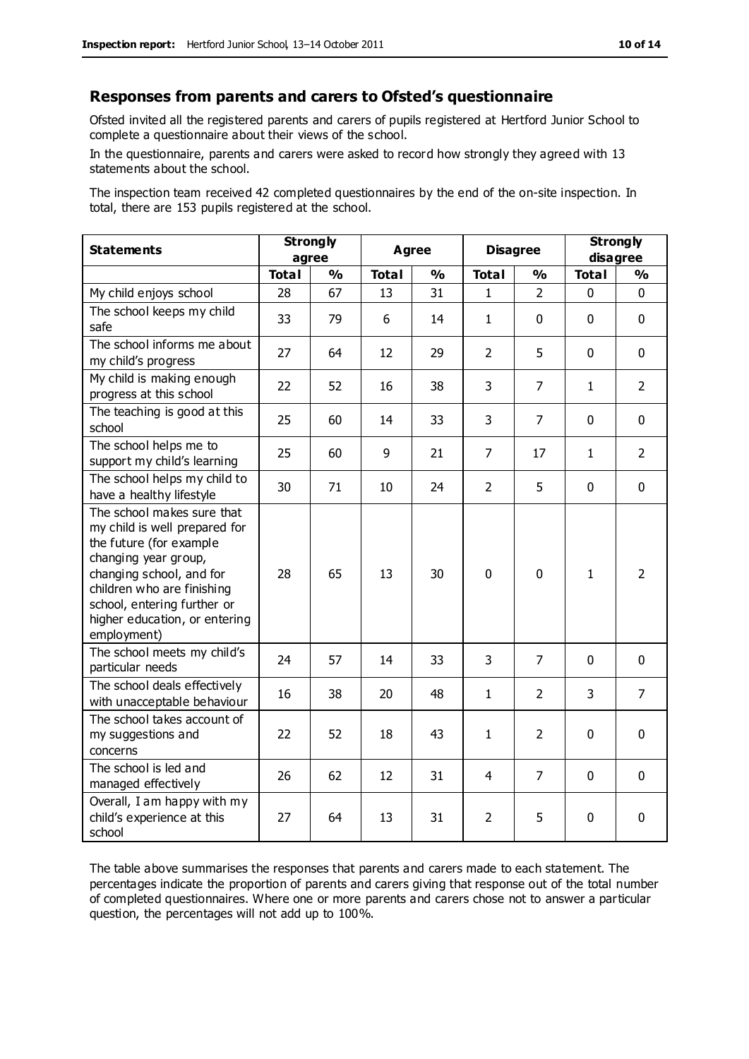## Responses from parents and carers to Ofsted's questionnaire

Ofsted invited all the registered parents and carers of pupils registered at Hertford Junior School to complete a questionnaire about their views of the school.

In the questionnaire, parents and carers were asked to record how strongly they agreed with 13 statements about the school.

The inspection team received 42 completed questionnaires by the end of the on-site inspection. In total, there are 153 pupils registered at the school.

| Statements | Strongly agree | | Agree | | Disagree | | Strongly disagree | |
|---|---|---|---|---|---|---|---|---|
| | Total | % | Total | % | Total | % | Total | % |
| My child enjoys school | 28 | 67 | 13 | 31 | 1 | 2 | 0 | 0 |
| The school keeps my child safe | 33 | 79 | 6 | 14 | 1 | 0 | 0 | 0 |
| The school informs me about my child's progress | 27 | 64 | 12 | 29 | 2 | 5 | 0 | 0 |
| My child is making enough progress at this school | 22 | 52 | 16 | 38 | 3 | 7 | 1 | 2 |
| The teaching is good at this school | 25 | 60 | 14 | 33 | 3 | 7 | 0 | 0 |
| The school helps me to support my child's learning | 25 | 60 | 9 | 21 | 7 | 17 | 1 | 2 |
| The school helps my child to have a healthy lifestyle | 30 | 71 | 10 | 24 | 2 | 5 | 0 | 0 |
| The school makes sure that my child is well prepared for the future (for example changing year group, changing school, and for children who are finishing school, entering further or higher education, or entering employment) | 28 | 65 | 13 | 30 | 0 | 0 | 1 | 2 |
| The school meets my child's particular needs | 24 | 57 | 14 | 33 | 3 | 7 | 0 | 0 |
| The school deals effectively with unacceptable behaviour | 16 | 38 | 20 | 48 | 1 | 2 | 3 | 7 |
| The school takes account of my suggestions and concerns | 22 | 52 | 18 | 43 | 1 | 2 | 0 | 0 |
| The school is led and managed effectively | 26 | 62 | 12 | 31 | 4 | 7 | 0 | 0 |
| Overall, I am happy with my child's experience at this school | 27 | 64 | 13 | 31 | 2 | 5 | 0 | 0 |

The table above summarises the responses that parents and carers made to each statement. The percentages indicate the proportion of parents and carers giving that response out of the total number of completed questionnaires. Where one or more parents and carers chose not to answer a particular question, the percentages will not add up to 100%.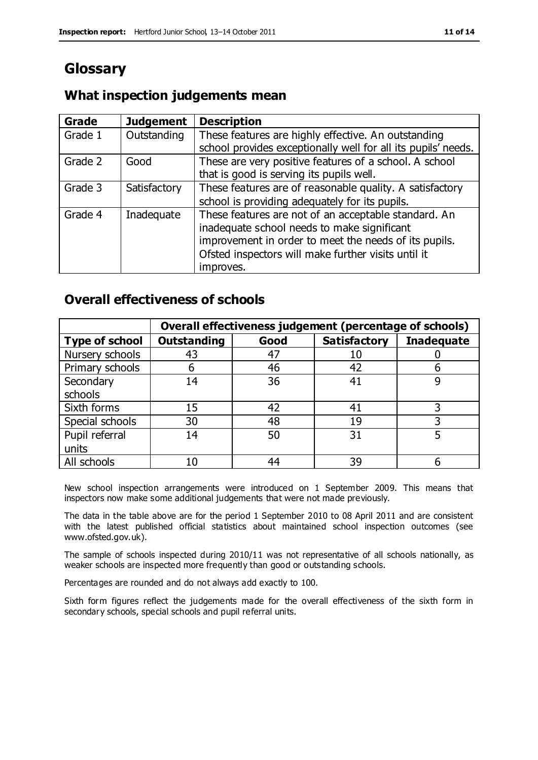# Glossary

## What inspection judgements mean

| Grade | Judgement | Description |
| --- | --- | --- |
| Grade 1 | Outstanding | These features are highly effective. An outstanding school provides exceptionally well for all its pupils' needs. |
| Grade 2 | Good | These are very positive features of a school. A school that is good is serving its pupils well. |
| Grade 3 | Satisfactory | These features are of reasonable quality. A satisfactory school is providing adequately for its pupils. |
| Grade 4 | Inadequate | These features are not of an acceptable standard. An inadequate school needs to make significant improvement in order to meet the needs of its pupils. Ofsted inspectors will make further visits until it improves. |

## Overall effectiveness of schools

| | Overall effectiveness judgement (percentage of schools) | | | |
| --- | --- | --- | --- | --- |
| **Type of school** | **Outstanding** | **Good** | **Satisfactory** | **Inadequate** |
| Nursery schools | 43 | 47 | 10 | 0 |
| Primary schools | 6 | 46 | 42 | 6 |
| Secondary schools | 14 | 36 | 41 | 9 |
| Sixth forms | 15 | 42 | 41 | 3 |
| Special schools | 30 | 48 | 19 | 3 |
| Pupil referral units | 14 | 50 | 31 | 5 |
| All schools | 10 | 44 | 39 | 6 |

New school inspection arrangements were introduced on 1 September 2009. This means that inspectors now make some additional judgements that were not made previously.

The data in the table above are for the period 1 September 2010 to 08 April 2011 and are consistent with the latest published official statistics about maintained school inspection outcomes (see www.ofsted.gov.uk).

The sample of schools inspected during 2010/11 was not representative of all schools nationally, as weaker schools are inspected more frequently than good or outstanding schools.

Percentages are rounded and do not always add exactly to 100.

Sixth form figures reflect the judgements made for the overall effectiveness of the sixth form in secondary schools, special schools and pupil referral units.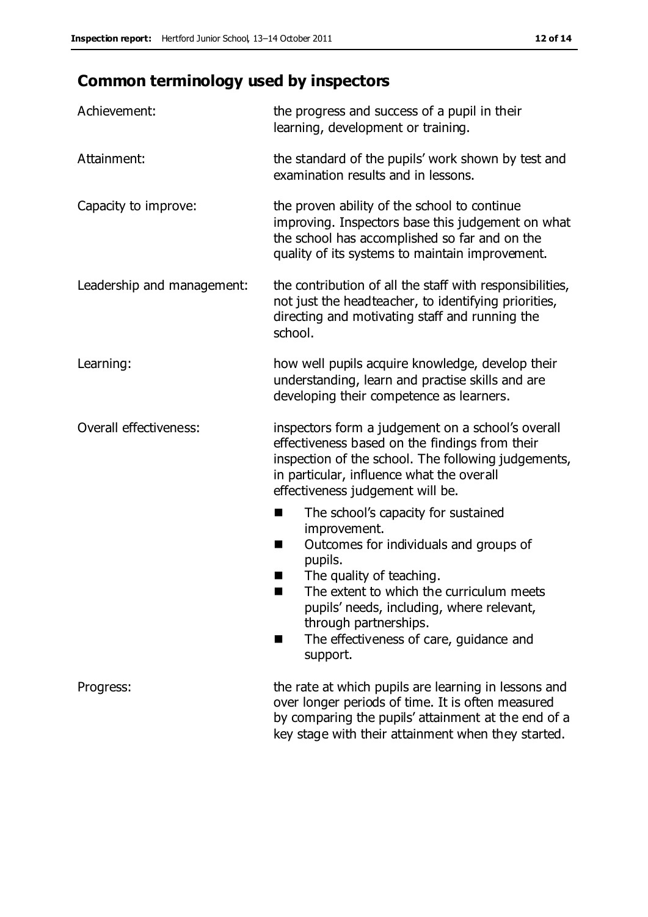## Common terminology used by inspectors

**Achievement:** the progress and success of a pupil in their learning, development or training.

**Attainment:** the standard of the pupils' work shown by test and examination results and in lessons.

**Capacity to improve:** the proven ability of the school to continue improving. Inspectors base this judgement on what the school has accomplished so far and on the quality of its systems to maintain improvement.

**Leadership and management:** the contribution of all the staff with responsibilities, not just the headteacher, to identifying priorities, directing and motivating staff and running the school.

**Learning:** how well pupils acquire knowledge, develop their understanding, learn and practise skills and are developing their competence as learners.

**Overall effectiveness:** inspectors form a judgement on a school's overall effectiveness based on the findings from their inspection of the school. The following judgements, in particular, influence what the overall effectiveness judgement will be.

- The school's capacity for sustained improvement.
- Outcomes for individuals and groups of pupils.
- The quality of teaching.
- The extent to which the curriculum meets pupils' needs, including, where relevant, through partnerships.
- The effectiveness of care, guidance and support.

**Progress:** the rate at which pupils are learning in lessons and over longer periods of time. It is often measured by comparing the pupils' attainment at the end of a key stage with their attainment when they started.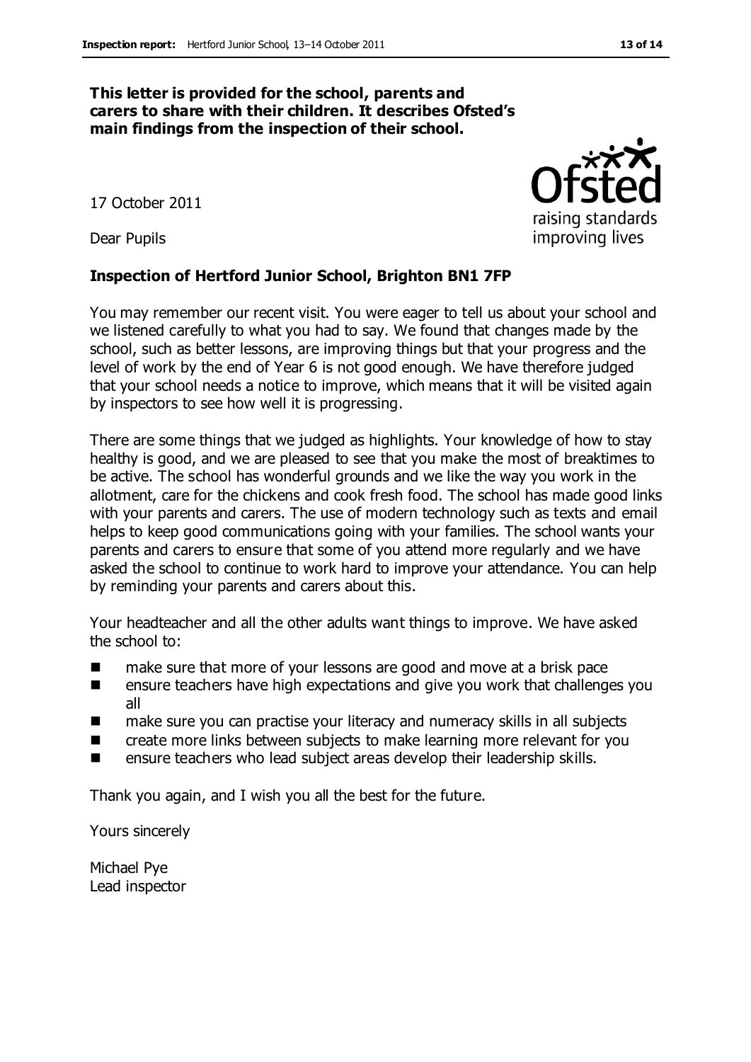**This letter is provided for the school, parents and carers to share with their children. It describes Ofsted's main findings from the inspection of their school.**

17 October 2011

Dear Pupils

**Inspection of Hertford Junior School, Brighton BN1 7FP**

You may remember our recent visit. You were eager to tell us about your school and we listened carefully to what you had to say. We found that changes made by the school, such as better lessons, are improving things but that your progress and the level of work by the end of Year 6 is not good enough. We have therefore judged that your school needs a notice to improve, which means that it will be visited again by inspectors to see how well it is progressing.

There are some things that we judged as highlights. Your knowledge of how to stay healthy is good, and we are pleased to see that you make the most of breaktimes to be active. The school has wonderful grounds and we like the way you work in the allotment, care for the chickens and cook fresh food. The school has made good links with your parents and carers. The use of modern technology such as texts and email helps to keep good communications going with your families. The school wants your parents and carers to ensure that some of you attend more regularly and we have asked the school to continue to work hard to improve your attendance. You can help by reminding your parents and carers about this.

Your headteacher and all the other adults want things to improve. We have asked the school to:

- make sure that more of your lessons are good and move at a brisk pace
- ensure teachers have high expectations and give you work that challenges you all
- make sure you can practise your literacy and numeracy skills in all subjects
- create more links between subjects to make learning more relevant for you
- ensure teachers who lead subject areas develop their leadership skills.

Thank you again, and I wish you all the best for the future.

Yours sincerely

Michael Pye
Lead inspector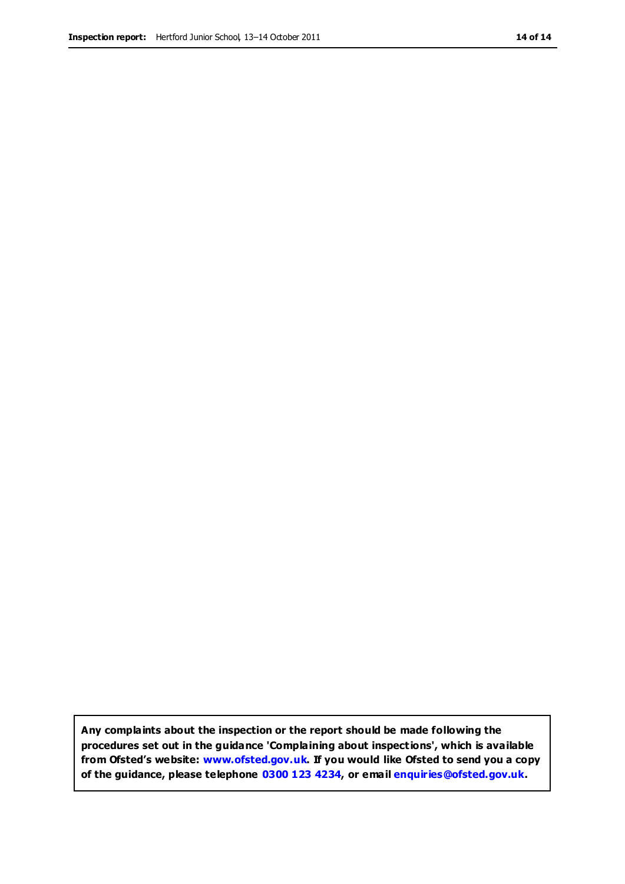**Any complaints about the inspection or the report should be made following the procedures set out in the guidance 'Complaining about inspections', which is available from Ofsted's website: www.ofsted.gov.uk. If you would like Ofsted to send you a copy of the guidance, please telephone 0300 123 4234, or email enquiries@ofsted.gov.uk.**